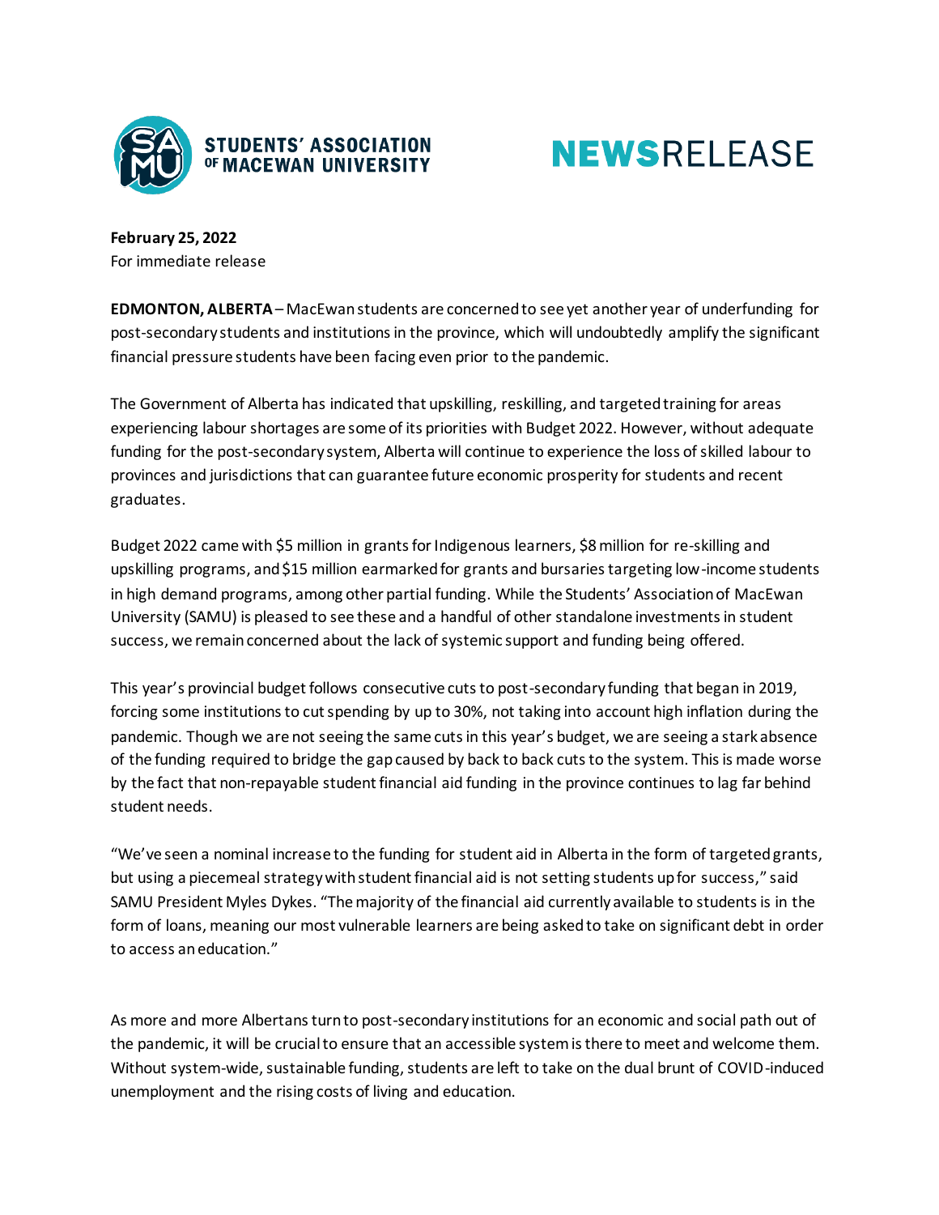STUDENTS' ASSOCIATION OF MACEWAN UNIVERSITY

# NEWSRELEASE

**February 25, 2022**
For immediate release

**EDMONTON, ALBERTA** – MacEwan students are concerned to see yet another year of underfunding for post-secondary students and institutions in the province, which will undoubtedly amplify the significant financial pressure students have been facing even prior to the pandemic.

The Government of Alberta has indicated that upskilling, reskilling, and targeted training for areas experiencing labour shortages are some of its priorities with Budget 2022. However, without adequate funding for the post-secondary system, Alberta will continue to experience the loss of skilled labour to provinces and jurisdictions that can guarantee future economic prosperity for students and recent graduates.

Budget 2022 came with $5 million in grants for Indigenous learners, $8 million for re-skilling and upskilling programs, and $15 million earmarked for grants and bursaries targeting low-income students in high demand programs, among other partial funding. While the Students' Association of MacEwan University (SAMU) is pleased to see these and a handful of other standalone investments in student success, we remain concerned about the lack of systemic support and funding being offered.

This year's provincial budget follows consecutive cuts to post-secondary funding that began in 2019, forcing some institutions to cut spending by up to 30%, not taking into account high inflation during the pandemic. Though we are not seeing the same cuts in this year's budget, we are seeing a stark absence of the funding required to bridge the gap caused by back to back cuts to the system. This is made worse by the fact that non-repayable student financial aid funding in the province continues to lag far behind student needs.

"We've seen a nominal increase to the funding for student aid in Alberta in the form of targeted grants, but using a piecemeal strategy with student financial aid is not setting students up for success," said SAMU President Myles Dykes. "The majority of the financial aid currently available to students is in the form of loans, meaning our most vulnerable learners are being asked to take on significant debt in order to access an education."

As more and more Albertans turn to post-secondary institutions for an economic and social path out of the pandemic, it will be crucial to ensure that an accessible system is there to meet and welcome them. Without system-wide, sustainable funding, students are left to take on the dual brunt of COVID-induced unemployment and the rising costs of living and education.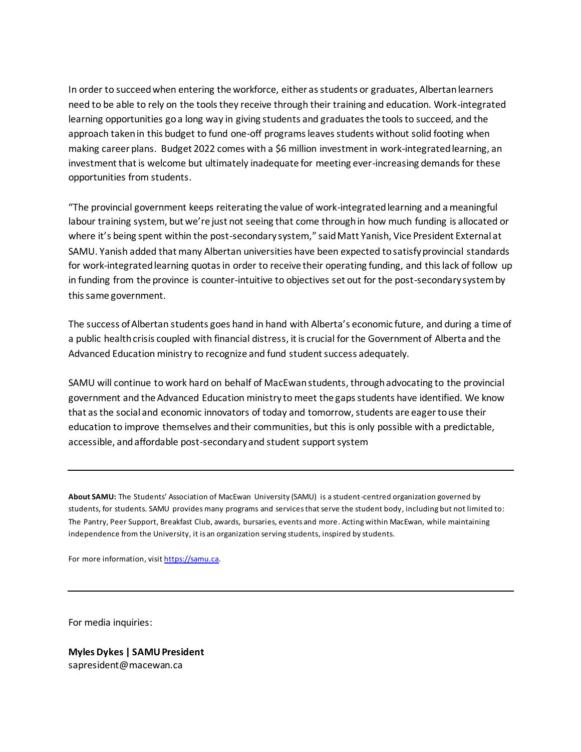In order to succeed when entering the workforce, either as students or graduates, Albertan learners need to be able to rely on the tools they receive through their training and education. Work-integrated learning opportunities go a long way in giving students and graduates the tools to succeed, and the approach taken in this budget to fund one-off programs leaves students without solid footing when making career plans. Budget 2022 comes with a $6 million investment in work-integrated learning, an investment that is welcome but ultimately inadequate for meeting ever-increasing demands for these opportunities from students.

"The provincial government keeps reiterating the value of work-integrated learning and a meaningful labour training system, but we're just not seeing that come through in how much funding is allocated or where it's being spent within the post-secondary system," said Matt Yanish, Vice President External at SAMU. Yanish added that many Albertan universities have been expected to satisfy provincial standards for work-integrated learning quotas in order to receive their operating funding, and this lack of follow up in funding from the province is counter-intuitive to objectives set out for the post-secondary system by this same government.

The success of Albertan students goes hand in hand with Alberta's economic future, and during a time of a public health crisis coupled with financial distress, it is crucial for the Government of Alberta and the Advanced Education ministry to recognize and fund student success adequately.

SAMU will continue to work hard on behalf of MacEwan students, through advocating to the provincial government and the Advanced Education ministry to meet the gaps students have identified. We know that as the social and economic innovators of today and tomorrow, students are eager to use their education to improve themselves and their communities, but this is only possible with a predictable, accessible, and affordable post-secondary and student support system

---

**About SAMU:** The Students' Association of MacEwan University (SAMU) is a student-centred organization governed by students, for students. SAMU provides many programs and services that serve the student body, including but not limited to: The Pantry, Peer Support, Breakfast Club, awards, bursaries, events and more. Acting within MacEwan, while maintaining independence from the University, it is an organization serving students, inspired by students.

For more information, visit [https://samu.ca](https://samu.ca).

---

For media inquiries:

**Myles Dykes | SAMU President**
sapresident@macewan.ca